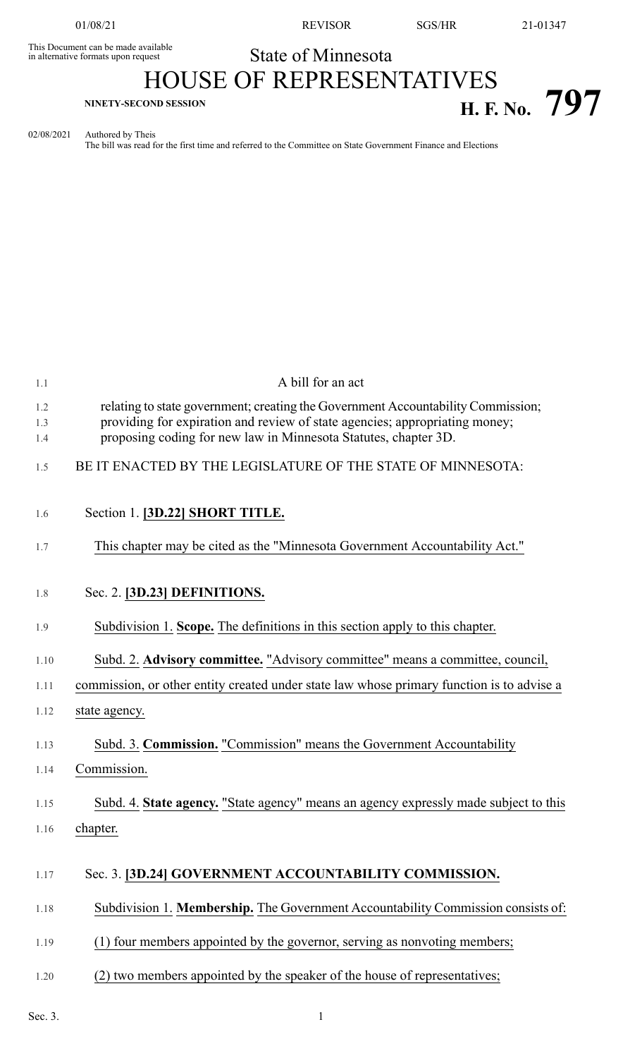This Document can be made available in alternative formats upon request

State of Minnesota

# HOUSE OF REPRESENTATIVES

**NINETY-SECOND SESSION**

# H. F. No. 797

02/08/2021 Authored by Theis
The bill was read for the first time and referred to the Committee on State Government Finance and Elections

A bill for an act

relating to state government; creating the Government Accountability Commission; providing for expiration and review of state agencies; appropriating money; proposing coding for new law in Minnesota Statutes, chapter 3D.

BE IT ENACTED BY THE LEGISLATURE OF THE STATE OF MINNESOTA:

Section 1. **[3D.22] SHORT TITLE.**

This chapter may be cited as the "Minnesota Government Accountability Act."

Sec. 2. **[3D.23] DEFINITIONS.**

Subdivision 1. **Scope.** The definitions in this section apply to this chapter.

Subd. 2. **Advisory committee.** "Advisory committee" means a committee, council, commission, or other entity created under state law whose primary function is to advise a state agency.

Subd. 3. **Commission.** "Commission" means the Government Accountability Commission.

Subd. 4. **State agency.** "State agency" means an agency expressly made subject to this chapter.

Sec. 3. **[3D.24] GOVERNMENT ACCOUNTABILITY COMMISSION.**

Subdivision 1. **Membership.** The Government Accountability Commission consists of:

(1) four members appointed by the governor, serving as nonvoting members;

(2) two members appointed by the speaker of the house of representatives;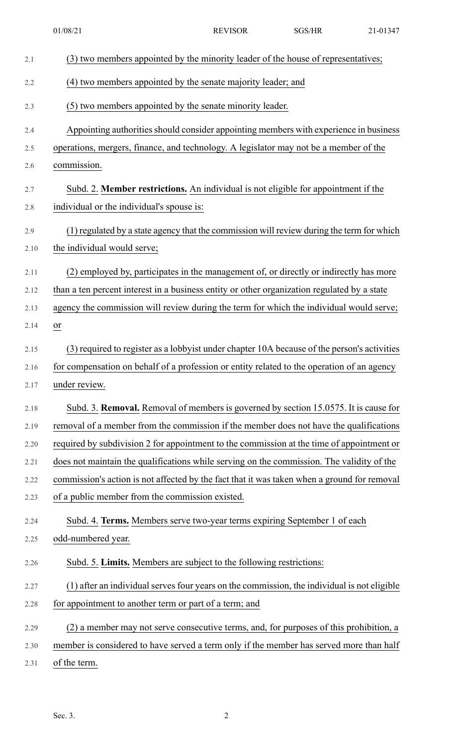(3) two members appointed by the minority leader of the house of representatives;

(4) two members appointed by the senate majority leader; and

(5) two members appointed by the senate minority leader.

Appointing authorities should consider appointing members with experience in business operations, mergers, finance, and technology. A legislator may not be a member of the commission.

Subd. 2. **Member restrictions.** An individual is not eligible for appointment if the individual or the individual's spouse is:

(1) regulated by a state agency that the commission will review during the term for which the individual would serve;

(2) employed by, participates in the management of, or directly or indirectly has more than a ten percent interest in a business entity or other organization regulated by a state agency the commission will review during the term for which the individual would serve; or

(3) required to register as a lobbyist under chapter 10A because of the person's activities for compensation on behalf of a profession or entity related to the operation of an agency under review.

Subd. 3. **Removal.** Removal of members is governed by section 15.0575. It is cause for removal of a member from the commission if the member does not have the qualifications required by subdivision 2 for appointment to the commission at the time of appointment or does not maintain the qualifications while serving on the commission. The validity of the commission's action is not affected by the fact that it was taken when a ground for removal of a public member from the commission existed.

Subd. 4. **Terms.** Members serve two-year terms expiring September 1 of each odd-numbered year.

Subd. 5. **Limits.** Members are subject to the following restrictions:

(1) after an individual serves four years on the commission, the individual is not eligible for appointment to another term or part of a term; and

(2) a member may not serve consecutive terms, and, for purposes of this prohibition, a member is considered to have served a term only if the member has served more than half of the term.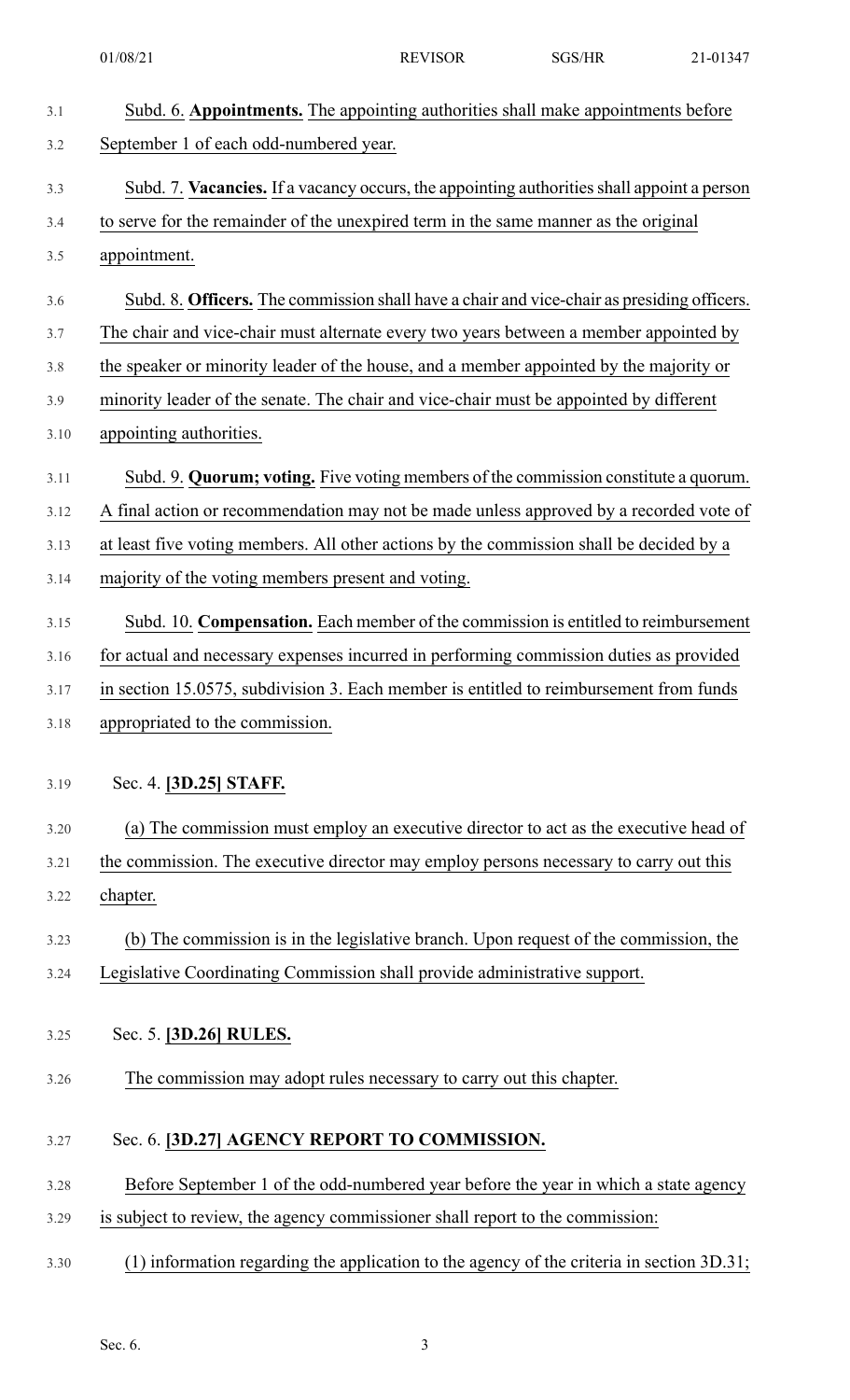Subd. 6. **Appointments.** The appointing authorities shall make appointments before September 1 of each odd-numbered year.

Subd. 7. **Vacancies.** If a vacancy occurs, the appointing authorities shall appoint a person to serve for the remainder of the unexpired term in the same manner as the original appointment.

Subd. 8. **Officers.** The commission shall have a chair and vice-chair as presiding officers. The chair and vice-chair must alternate every two years between a member appointed by the speaker or minority leader of the house, and a member appointed by the majority or minority leader of the senate. The chair and vice-chair must be appointed by different appointing authorities.

Subd. 9. **Quorum; voting.** Five voting members of the commission constitute a quorum. A final action or recommendation may not be made unless approved by a recorded vote of at least five voting members. All other actions by the commission shall be decided by a majority of the voting members present and voting.

Subd. 10. **Compensation.** Each member of the commission is entitled to reimbursement for actual and necessary expenses incurred in performing commission duties as provided in section 15.0575, subdivision 3. Each member is entitled to reimbursement from funds appropriated to the commission.

Sec. 4. **[3D.25] STAFF.**

(a) The commission must employ an executive director to act as the executive head of the commission. The executive director may employ persons necessary to carry out this chapter.

(b) The commission is in the legislative branch. Upon request of the commission, the Legislative Coordinating Commission shall provide administrative support.

Sec. 5. **[3D.26] RULES.**

The commission may adopt rules necessary to carry out this chapter.

Sec. 6. **[3D.27] AGENCY REPORT TO COMMISSION.**

Before September 1 of the odd-numbered year before the year in which a state agency is subject to review, the agency commissioner shall report to the commission:

(1) information regarding the application to the agency of the criteria in section 3D.31;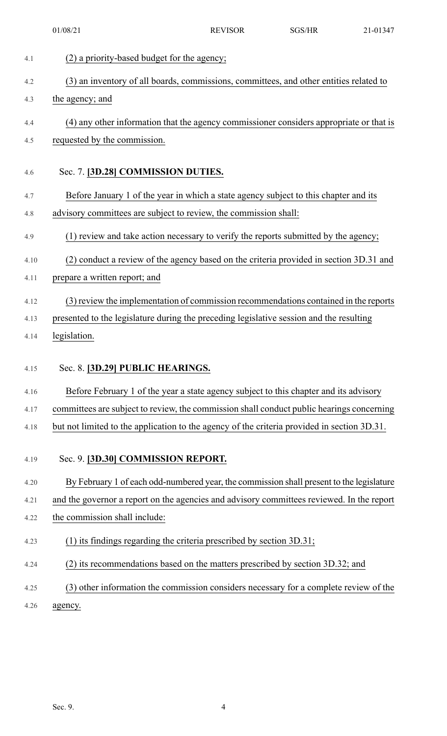(2) a priority-based budget for the agency;

(3) an inventory of all boards, commissions, committees, and other entities related to the agency; and

(4) any other information that the agency commissioner considers appropriate or that is requested by the commission.

Sec. 7. **[3D.28] COMMISSION DUTIES.**

Before January 1 of the year in which a state agency subject to this chapter and its advisory committees are subject to review, the commission shall:

(1) review and take action necessary to verify the reports submitted by the agency;

(2) conduct a review of the agency based on the criteria provided in section 3D.31 and prepare a written report; and

(3) review the implementation of commission recommendations contained in the reports presented to the legislature during the preceding legislative session and the resulting legislation.

Sec. 8. **[3D.29] PUBLIC HEARINGS.**

Before February 1 of the year a state agency subject to this chapter and its advisory committees are subject to review, the commission shall conduct public hearings concerning but not limited to the application to the agency of the criteria provided in section 3D.31.

Sec. 9. **[3D.30] COMMISSION REPORT.**

By February 1 of each odd-numbered year, the commission shall present to the legislature and the governor a report on the agencies and advisory committees reviewed. In the report the commission shall include:

(1) its findings regarding the criteria prescribed by section 3D.31;

(2) its recommendations based on the matters prescribed by section 3D.32; and

(3) other information the commission considers necessary for a complete review of the agency.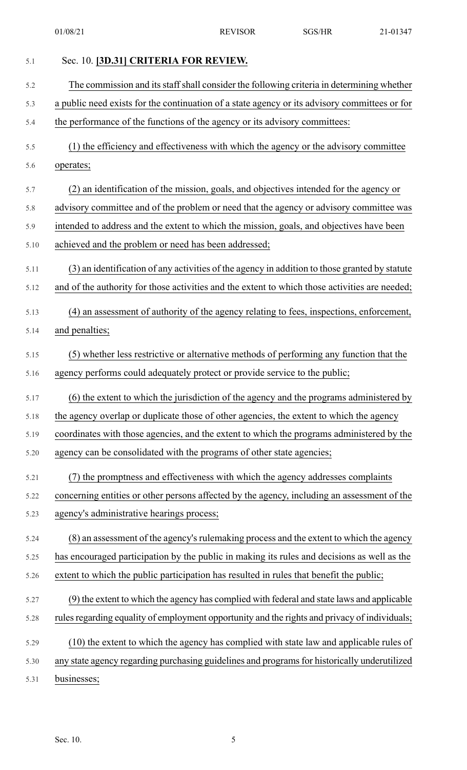## Sec. 10. **[3D.31] CRITERIA FOR REVIEW.**

The commission and its staff shall consider the following criteria in determining whether a public need exists for the continuation of a state agency or its advisory committees or for the performance of the functions of the agency or its advisory committees:

(1) the efficiency and effectiveness with which the agency or the advisory committee operates;

(2) an identification of the mission, goals, and objectives intended for the agency or advisory committee and of the problem or need that the agency or advisory committee was intended to address and the extent to which the mission, goals, and objectives have been achieved and the problem or need has been addressed;

(3) an identification of any activities of the agency in addition to those granted by statute and of the authority for those activities and the extent to which those activities are needed;

(4) an assessment of authority of the agency relating to fees, inspections, enforcement, and penalties;

(5) whether less restrictive or alternative methods of performing any function that the agency performs could adequately protect or provide service to the public;

(6) the extent to which the jurisdiction of the agency and the programs administered by the agency overlap or duplicate those of other agencies, the extent to which the agency coordinates with those agencies, and the extent to which the programs administered by the agency can be consolidated with the programs of other state agencies;

(7) the promptness and effectiveness with which the agency addresses complaints concerning entities or other persons affected by the agency, including an assessment of the agency's administrative hearings process;

(8) an assessment of the agency's rulemaking process and the extent to which the agency has encouraged participation by the public in making its rules and decisions as well as the extent to which the public participation has resulted in rules that benefit the public;

(9) the extent to which the agency has complied with federal and state laws and applicable rules regarding equality of employment opportunity and the rights and privacy of individuals;

(10) the extent to which the agency has complied with state law and applicable rules of any state agency regarding purchasing guidelines and programs for historically underutilized businesses;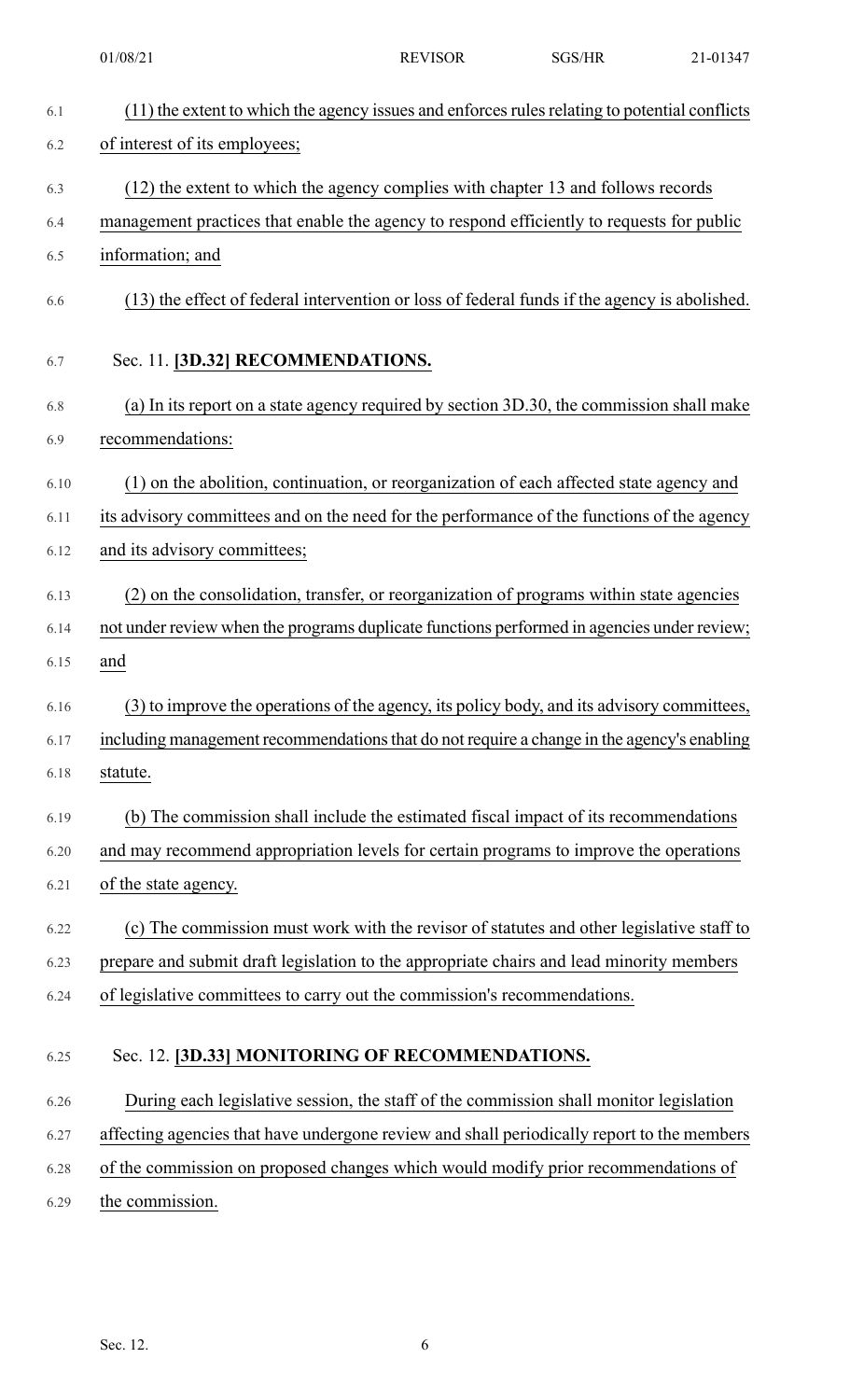(11) the extent to which the agency issues and enforces rules relating to potential conflicts of interest of its employees;

(12) the extent to which the agency complies with chapter 13 and follows records management practices that enable the agency to respond efficiently to requests for public information; and

(13) the effect of federal intervention or loss of federal funds if the agency is abolished.

Sec. 11. **[3D.32] RECOMMENDATIONS.**

(a) In its report on a state agency required by section 3D.30, the commission shall make recommendations:

(1) on the abolition, continuation, or reorganization of each affected state agency and its advisory committees and on the need for the performance of the functions of the agency and its advisory committees;

(2) on the consolidation, transfer, or reorganization of programs within state agencies not under review when the programs duplicate functions performed in agencies under review; and

(3) to improve the operations of the agency, its policy body, and its advisory committees, including management recommendations that do not require a change in the agency's enabling statute.

(b) The commission shall include the estimated fiscal impact of its recommendations and may recommend appropriation levels for certain programs to improve the operations of the state agency.

(c) The commission must work with the revisor of statutes and other legislative staff to prepare and submit draft legislation to the appropriate chairs and lead minority members of legislative committees to carry out the commission's recommendations.

Sec. 12. **[3D.33] MONITORING OF RECOMMENDATIONS.**

During each legislative session, the staff of the commission shall monitor legislation affecting agencies that have undergone review and shall periodically report to the members of the commission on proposed changes which would modify prior recommendations of the commission.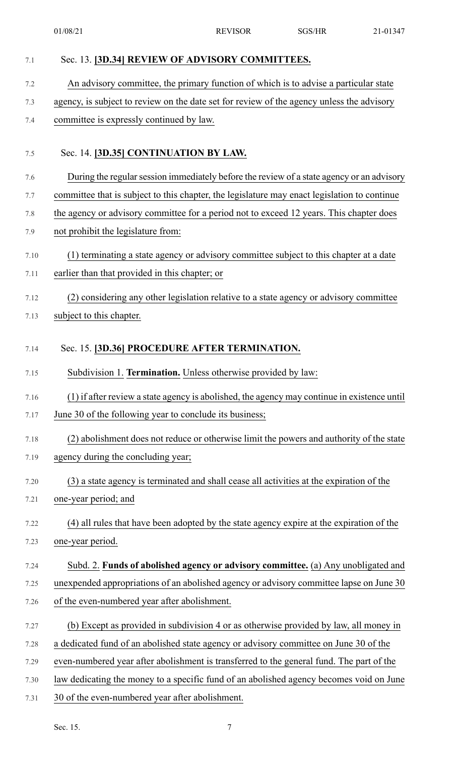### Sec. 13. [3D.34] REVIEW OF ADVISORY COMMITTEES.

An advisory committee, the primary function of which is to advise a particular state agency, is subject to review on the date set for review of the agency unless the advisory committee is expressly continued by law.

### Sec. 14. [3D.35] CONTINUATION BY LAW.

During the regular session immediately before the review of a state agency or an advisory committee that is subject to this chapter, the legislature may enact legislation to continue the agency or advisory committee for a period not to exceed 12 years. This chapter does not prohibit the legislature from:

(1) terminating a state agency or advisory committee subject to this chapter at a date earlier than that provided in this chapter; or

(2) considering any other legislation relative to a state agency or advisory committee subject to this chapter.

### Sec. 15. [3D.36] PROCEDURE AFTER TERMINATION.

Subdivision 1. **Termination.** Unless otherwise provided by law:

(1) if after review a state agency is abolished, the agency may continue in existence until June 30 of the following year to conclude its business;

(2) abolishment does not reduce or otherwise limit the powers and authority of the state agency during the concluding year;

(3) a state agency is terminated and shall cease all activities at the expiration of the one-year period; and

(4) all rules that have been adopted by the state agency expire at the expiration of the one-year period.

Subd. 2. **Funds of abolished agency or advisory committee.** (a) Any unobligated and unexpended appropriations of an abolished agency or advisory committee lapse on June 30 of the even-numbered year after abolishment.

(b) Except as provided in subdivision 4 or as otherwise provided by law, all money in a dedicated fund of an abolished state agency or advisory committee on June 30 of the even-numbered year after abolishment is transferred to the general fund. The part of the law dedicating the money to a specific fund of an abolished agency becomes void on June 30 of the even-numbered year after abolishment.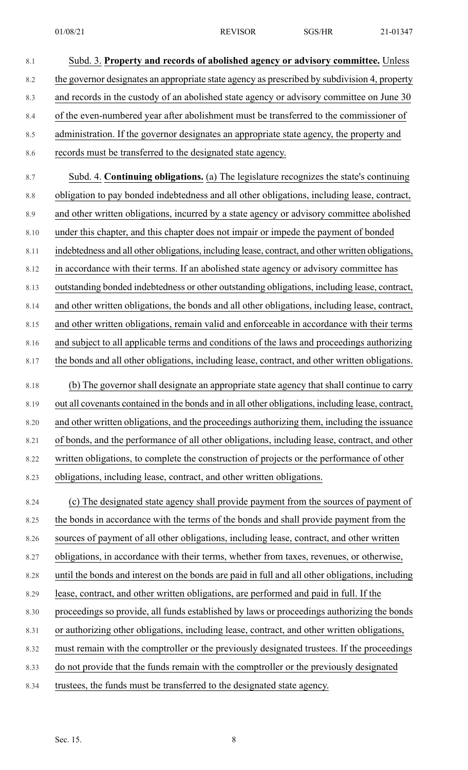Subd. 3. **Property and records of abolished agency or advisory committee.** Unless the governor designates an appropriate state agency as prescribed by subdivision 4, property and records in the custody of an abolished state agency or advisory committee on June 30 of the even-numbered year after abolishment must be transferred to the commissioner of administration. If the governor designates an appropriate state agency, the property and records must be transferred to the designated state agency.

Subd. 4. **Continuing obligations.** (a) The legislature recognizes the state's continuing obligation to pay bonded indebtedness and all other obligations, including lease, contract, and other written obligations, incurred by a state agency or advisory committee abolished under this chapter, and this chapter does not impair or impede the payment of bonded indebtedness and all other obligations, including lease, contract, and other written obligations, in accordance with their terms. If an abolished state agency or advisory committee has outstanding bonded indebtedness or other outstanding obligations, including lease, contract, and other written obligations, the bonds and all other obligations, including lease, contract, and other written obligations, remain valid and enforceable in accordance with their terms and subject to all applicable terms and conditions of the laws and proceedings authorizing the bonds and all other obligations, including lease, contract, and other written obligations.

(b) The governor shall designate an appropriate state agency that shall continue to carry out all covenants contained in the bonds and in all other obligations, including lease, contract, and other written obligations, and the proceedings authorizing them, including the issuance of bonds, and the performance of all other obligations, including lease, contract, and other written obligations, to complete the construction of projects or the performance of other obligations, including lease, contract, and other written obligations.

(c) The designated state agency shall provide payment from the sources of payment of the bonds in accordance with the terms of the bonds and shall provide payment from the sources of payment of all other obligations, including lease, contract, and other written obligations, in accordance with their terms, whether from taxes, revenues, or otherwise, until the bonds and interest on the bonds are paid in full and all other obligations, including lease, contract, and other written obligations, are performed and paid in full. If the proceedings so provide, all funds established by laws or proceedings authorizing the bonds or authorizing other obligations, including lease, contract, and other written obligations, must remain with the comptroller or the previously designated trustees. If the proceedings do not provide that the funds remain with the comptroller or the previously designated trustees, the funds must be transferred to the designated state agency.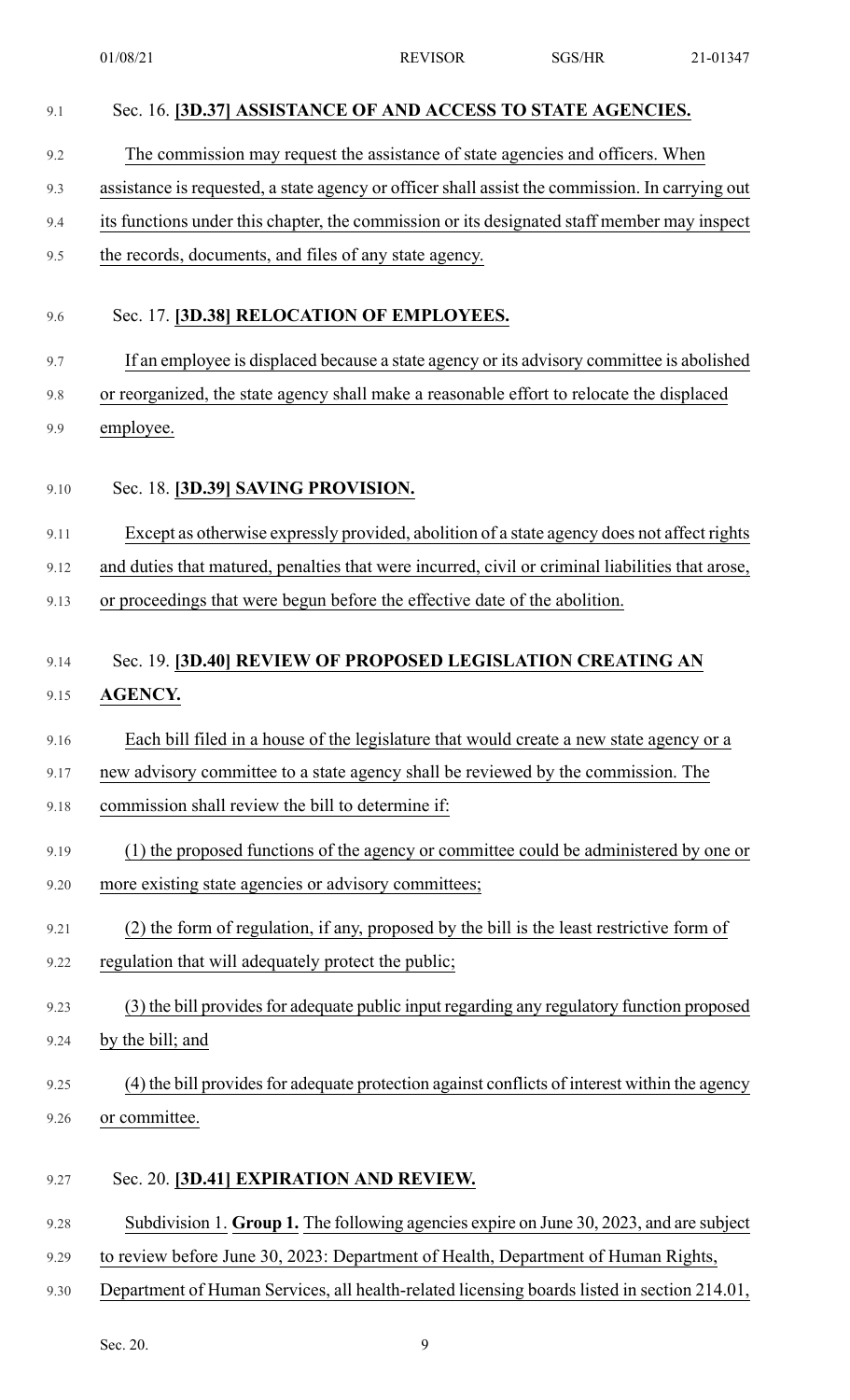Sec. 16. **[3D.37] ASSISTANCE OF AND ACCESS TO STATE AGENCIES.**

The commission may request the assistance of state agencies and officers. When assistance is requested, a state agency or officer shall assist the commission. In carrying out its functions under this chapter, the commission or its designated staff member may inspect the records, documents, and files of any state agency.

Sec. 17. **[3D.38] RELOCATION OF EMPLOYEES.**

If an employee is displaced because a state agency or its advisory committee is abolished or reorganized, the state agency shall make a reasonable effort to relocate the displaced employee.

Sec. 18. **[3D.39] SAVING PROVISION.**

Except as otherwise expressly provided, abolition of a state agency does not affect rights and duties that matured, penalties that were incurred, civil or criminal liabilities that arose, or proceedings that were begun before the effective date of the abolition.

Sec. 19. **[3D.40] REVIEW OF PROPOSED LEGISLATION CREATING AN AGENCY.**

Each bill filed in a house of the legislature that would create a new state agency or a new advisory committee to a state agency shall be reviewed by the commission. The commission shall review the bill to determine if:

(1) the proposed functions of the agency or committee could be administered by one or more existing state agencies or advisory committees;

(2) the form of regulation, if any, proposed by the bill is the least restrictive form of regulation that will adequately protect the public;

(3) the bill provides for adequate public input regarding any regulatory function proposed by the bill; and

(4) the bill provides for adequate protection against conflicts of interest within the agency or committee.

Sec. 20. **[3D.41] EXPIRATION AND REVIEW.**

Subdivision 1. **Group 1.** The following agencies expire on June 30, 2023, and are subject to review before June 30, 2023: Department of Health, Department of Human Rights, Department of Human Services, all health-related licensing boards listed in section 214.01,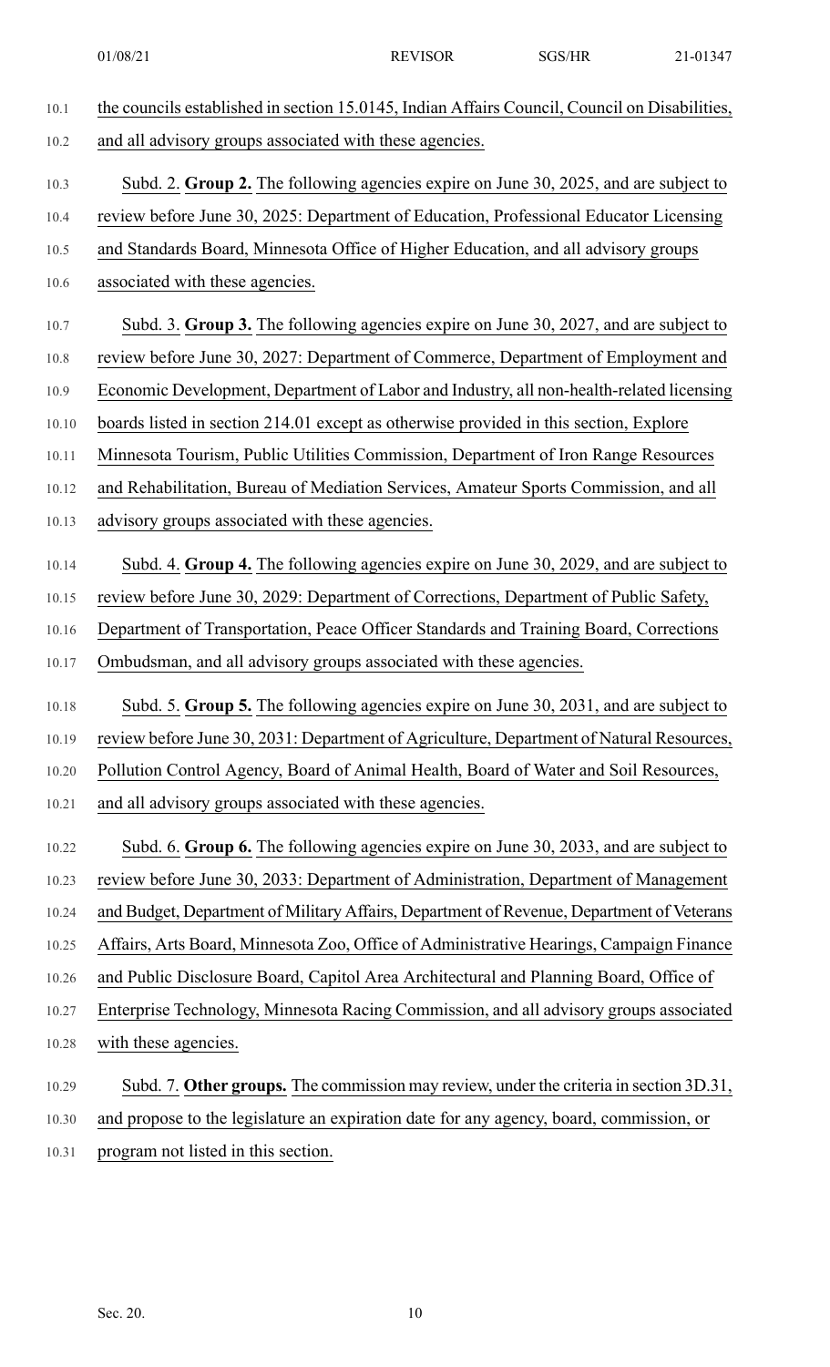the councils established in section 15.0145, Indian Affairs Council, Council on Disabilities, and all advisory groups associated with these agencies.

Subd. 2. **Group 2.** The following agencies expire on June 30, 2025, and are subject to review before June 30, 2025: Department of Education, Professional Educator Licensing and Standards Board, Minnesota Office of Higher Education, and all advisory groups associated with these agencies.

Subd. 3. **Group 3.** The following agencies expire on June 30, 2027, and are subject to review before June 30, 2027: Department of Commerce, Department of Employment and Economic Development, Department of Labor and Industry, all non-health-related licensing boards listed in section 214.01 except as otherwise provided in this section, Explore Minnesota Tourism, Public Utilities Commission, Department of Iron Range Resources and Rehabilitation, Bureau of Mediation Services, Amateur Sports Commission, and all advisory groups associated with these agencies.

Subd. 4. **Group 4.** The following agencies expire on June 30, 2029, and are subject to review before June 30, 2029: Department of Corrections, Department of Public Safety, Department of Transportation, Peace Officer Standards and Training Board, Corrections Ombudsman, and all advisory groups associated with these agencies.

Subd. 5. **Group 5.** The following agencies expire on June 30, 2031, and are subject to review before June 30, 2031: Department of Agriculture, Department of Natural Resources, Pollution Control Agency, Board of Animal Health, Board of Water and Soil Resources, and all advisory groups associated with these agencies.

Subd. 6. **Group 6.** The following agencies expire on June 30, 2033, and are subject to review before June 30, 2033: Department of Administration, Department of Management and Budget, Department of Military Affairs, Department of Revenue, Department of Veterans Affairs, Arts Board, Minnesota Zoo, Office of Administrative Hearings, Campaign Finance and Public Disclosure Board, Capitol Area Architectural and Planning Board, Office of Enterprise Technology, Minnesota Racing Commission, and all advisory groups associated with these agencies.

Subd. 7. **Other groups.** The commission may review, under the criteria in section 3D.31, and propose to the legislature an expiration date for any agency, board, commission, or program not listed in this section.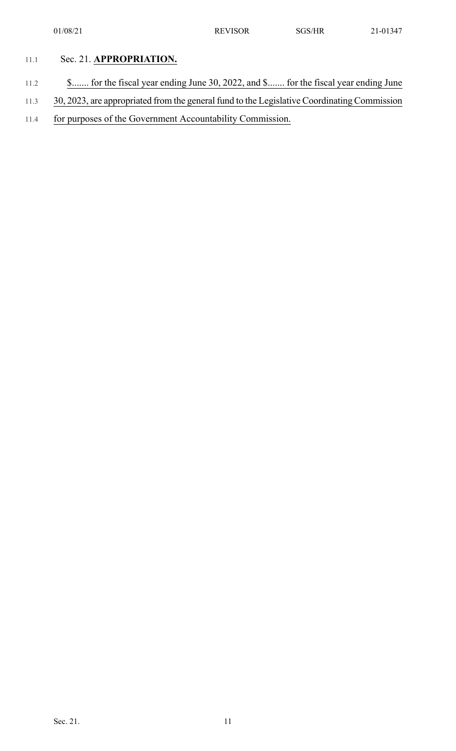Sec. 21. **APPROPRIATION.**

$....... for the fiscal year ending June 30, 2022, and $....... for the fiscal year ending June 30, 2023, are appropriated from the general fund to the Legislative Coordinating Commission for purposes of the Government Accountability Commission.